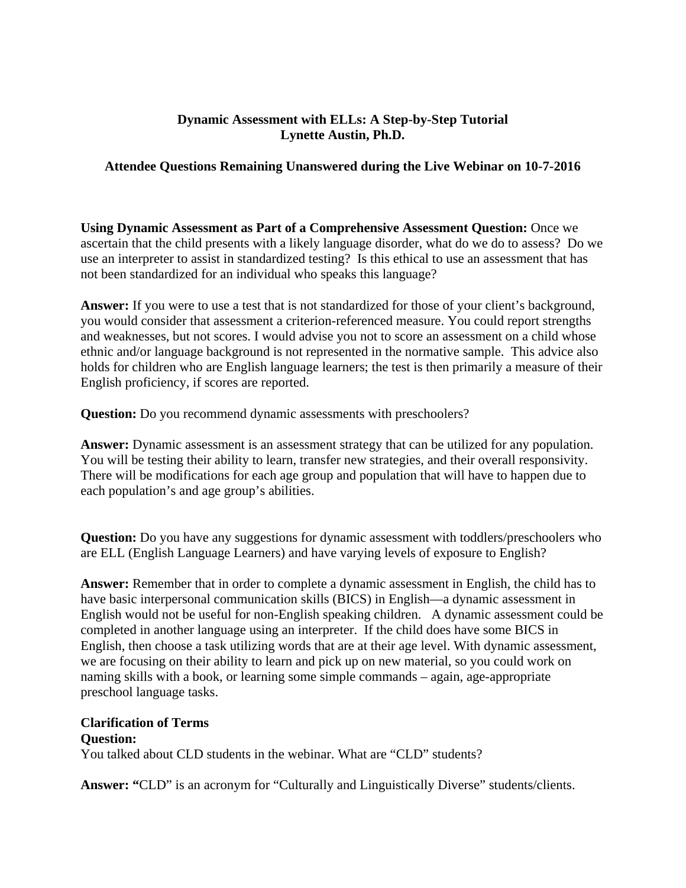# Dynamic Assessment with ELLs: A Step-by-Step Tutorial
## Lynette Austin, Ph.D.

### Attendee Questions Remaining Unanswered during the Live Webinar on 10-7-2016

**Using Dynamic Assessment as Part of a Comprehensive Assessment Question:** Once we ascertain that the child presents with a likely language disorder, what do we do to assess? Do we use an interpreter to assist in standardized testing? Is this ethical to use an assessment that has not been standardized for an individual who speaks this language?

**Answer:** If you were to use a test that is not standardized for those of your client's background, you would consider that assessment a criterion-referenced measure. You could report strengths and weaknesses, but not scores. I would advise you not to score an assessment on a child whose ethnic and/or language background is not represented in the normative sample. This advice also holds for children who are English language learners; the test is then primarily a measure of their English proficiency, if scores are reported.

**Question:** Do you recommend dynamic assessments with preschoolers?

**Answer:** Dynamic assessment is an assessment strategy that can be utilized for any population. You will be testing their ability to learn, transfer new strategies, and their overall responsivity. There will be modifications for each age group and population that will have to happen due to each population's and age group's abilities.

**Question:** Do you have any suggestions for dynamic assessment with toddlers/preschoolers who are ELL (English Language Learners) and have varying levels of exposure to English?

**Answer:** Remember that in order to complete a dynamic assessment in English, the child has to have basic interpersonal communication skills (BICS) in English—a dynamic assessment in English would not be useful for non-English speaking children. A dynamic assessment could be completed in another language using an interpreter. If the child does have some BICS in English, then choose a task utilizing words that are at their age level. With dynamic assessment, we are focusing on their ability to learn and pick up on new material, so you could work on naming skills with a book, or learning some simple commands – again, age-appropriate preschool language tasks.

**Clarification of Terms**
**Question:**
You talked about CLD students in the webinar. What are "CLD" students?

**Answer:** "CLD" is an acronym for "Culturally and Linguistically Diverse" students/clients.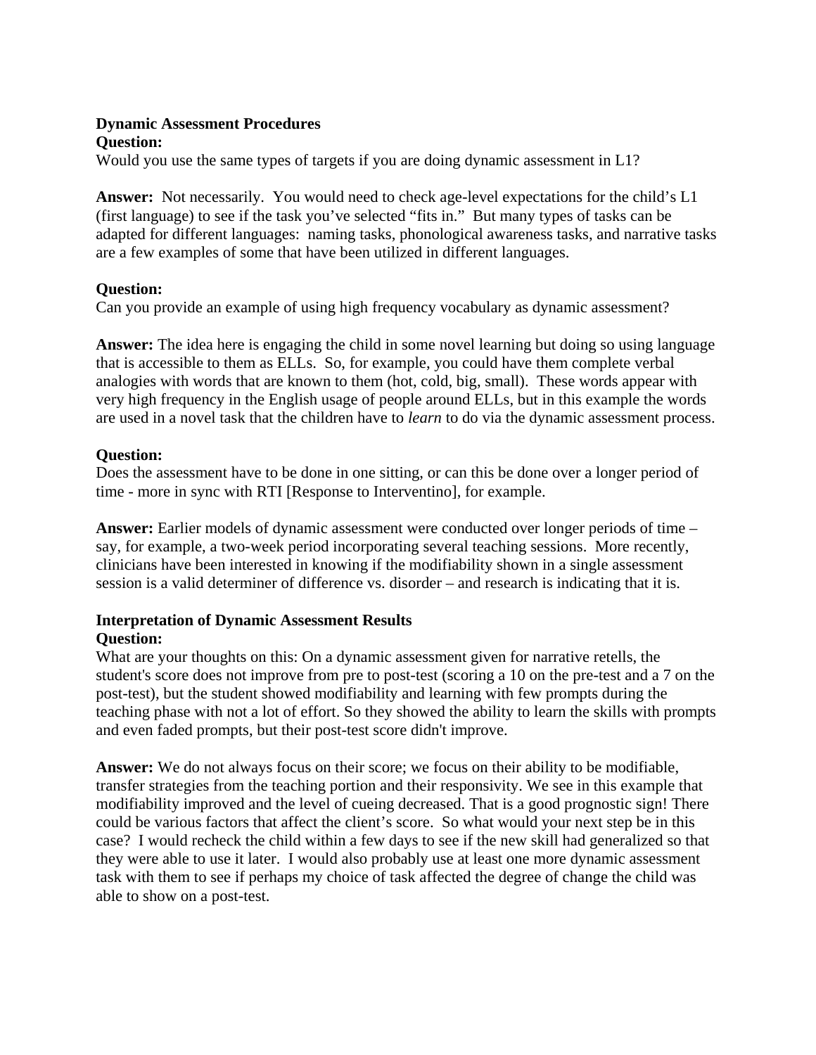**Dynamic Assessment Procedures**

**Question:**

Would you use the same types of targets if you are doing dynamic assessment in L1?

**Answer:** Not necessarily. You would need to check age-level expectations for the child's L1 (first language) to see if the task you've selected "fits in." But many types of tasks can be adapted for different languages: naming tasks, phonological awareness tasks, and narrative tasks are a few examples of some that have been utilized in different languages.

**Question:**

Can you provide an example of using high frequency vocabulary as dynamic assessment?

**Answer:** The idea here is engaging the child in some novel learning but doing so using language that is accessible to them as ELLs. So, for example, you could have them complete verbal analogies with words that are known to them (hot, cold, big, small). These words appear with very high frequency in the English usage of people around ELLs, but in this example the words are used in a novel task that the children have to *learn* to do via the dynamic assessment process.

**Question:**

Does the assessment have to be done in one sitting, or can this be done over a longer period of time - more in sync with RTI [Response to Interventino], for example.

**Answer:** Earlier models of dynamic assessment were conducted over longer periods of time – say, for example, a two-week period incorporating several teaching sessions. More recently, clinicians have been interested in knowing if the modifiability shown in a single assessment session is a valid determiner of difference vs. disorder – and research is indicating that it is.

**Interpretation of Dynamic Assessment Results**

**Question:**

What are your thoughts on this: On a dynamic assessment given for narrative retells, the student's score does not improve from pre to post-test (scoring a 10 on the pre-test and a 7 on the post-test), but the student showed modifiability and learning with few prompts during the teaching phase with not a lot of effort. So they showed the ability to learn the skills with prompts and even faded prompts, but their post-test score didn't improve.

**Answer:** We do not always focus on their score; we focus on their ability to be modifiable, transfer strategies from the teaching portion and their responsivity. We see in this example that modifiability improved and the level of cueing decreased. That is a good prognostic sign! There could be various factors that affect the client's score. So what would your next step be in this case? I would recheck the child within a few days to see if the new skill had generalized so that they were able to use it later. I would also probably use at least one more dynamic assessment task with them to see if perhaps my choice of task affected the degree of change the child was able to show on a post-test.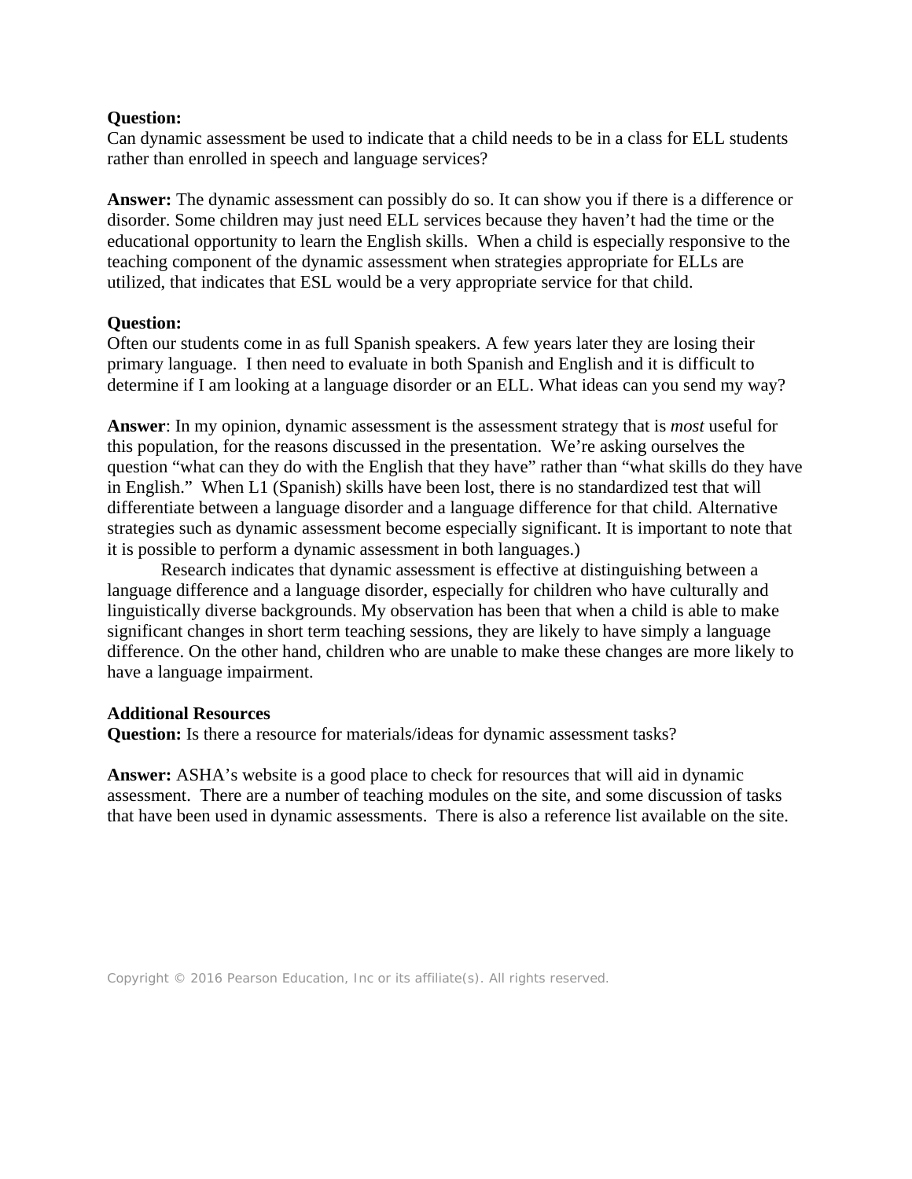**Question:**
Can dynamic assessment be used to indicate that a child needs to be in a class for ELL students rather than enrolled in speech and language services?

**Answer:** The dynamic assessment can possibly do so. It can show you if there is a difference or disorder. Some children may just need ELL services because they haven't had the time or the educational opportunity to learn the English skills. When a child is especially responsive to the teaching component of the dynamic assessment when strategies appropriate for ELLs are utilized, that indicates that ESL would be a very appropriate service for that child.

**Question:**
Often our students come in as full Spanish speakers. A few years later they are losing their primary language. I then need to evaluate in both Spanish and English and it is difficult to determine if I am looking at a language disorder or an ELL. What ideas can you send my way?

**Answer**: In my opinion, dynamic assessment is the assessment strategy that is *most* useful for this population, for the reasons discussed in the presentation. We're asking ourselves the question "what can they do with the English that they have" rather than "what skills do they have in English." When L1 (Spanish) skills have been lost, there is no standardized test that will differentiate between a language disorder and a language difference for that child. Alternative strategies such as dynamic assessment become especially significant. It is important to note that it is possible to perform a dynamic assessment in both languages.)

Research indicates that dynamic assessment is effective at distinguishing between a language difference and a language disorder, especially for children who have culturally and linguistically diverse backgrounds. My observation has been that when a child is able to make significant changes in short term teaching sessions, they are likely to have simply a language difference. On the other hand, children who are unable to make these changes are more likely to have a language impairment.

**Additional Resources**

**Question:** Is there a resource for materials/ideas for dynamic assessment tasks?

**Answer:** ASHA's website is a good place to check for resources that will aid in dynamic assessment. There are a number of teaching modules on the site, and some discussion of tasks that have been used in dynamic assessments. There is also a reference list available on the site.

Copyright © 2016 Pearson Education, Inc or its affiliate(s). All rights reserved.